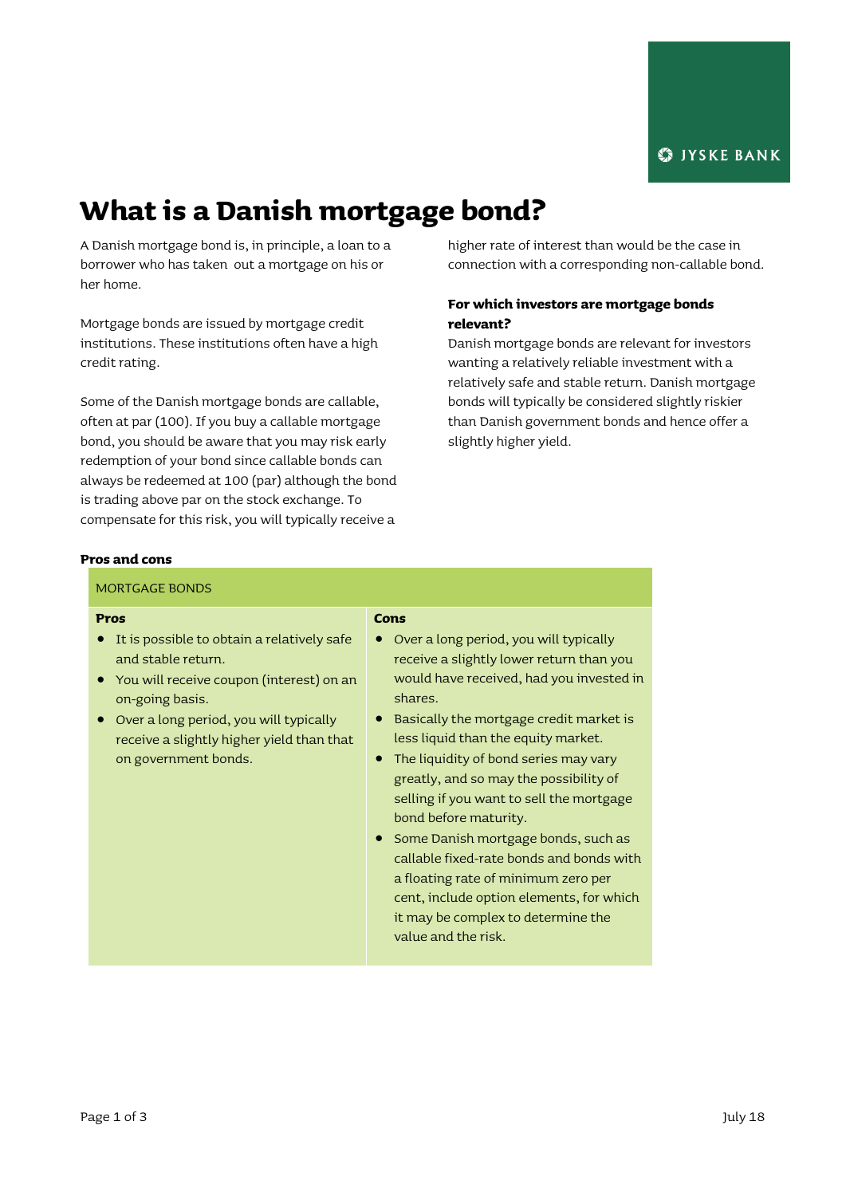# What is a Danish mortgage bond?

A Danish mortgage bond is, in principle, a loan to a borrower who has taken out a mortgage on his or her home.

Mortgage bonds are issued by mortgage credit institutions. These institutions often have a high credit rating.

Some of the Danish mortgage bonds are callable, often at par (100). If you buy a callable mortgage bond, you should be aware that you may risk early redemption of your bond since callable bonds can always be redeemed at 100 (par) although the bond is trading above par on the stock exchange. To compensate for this risk, you will typically receive a higher rate of interest than would be the case in connection with a corresponding non-callable bond.

### For which investors are mortgage bonds relevant?

Danish mortgage bonds are relevant for investors wanting a relatively reliable investment with a relatively safe and stable return. Danish mortgage bonds will typically be considered slightly riskier than Danish government bonds and hence offer a slightly higher yield.

**Pros and cons**

| MORTGAGE BONDS | |
|---|---|
| **Pros** | **Cons** |
| • It is possible to obtain a relatively safe and stable return.<br>• You will receive coupon (interest) on an on-going basis.<br>• Over a long period, you will typically receive a slightly higher yield than that on government bonds. | • Over a long period, you will typically receive a slightly lower return than you would have received, had you invested in shares.<br>• Basically the mortgage credit market is less liquid than the equity market.<br>• The liquidity of bond series may vary greatly, and so may the possibility of selling if you want to sell the mortgage bond before maturity.<br>• Some Danish mortgage bonds, such as callable fixed-rate bonds and bonds with a floating rate of minimum zero per cent, include option elements, for which it may be complex to determine the value and the risk. |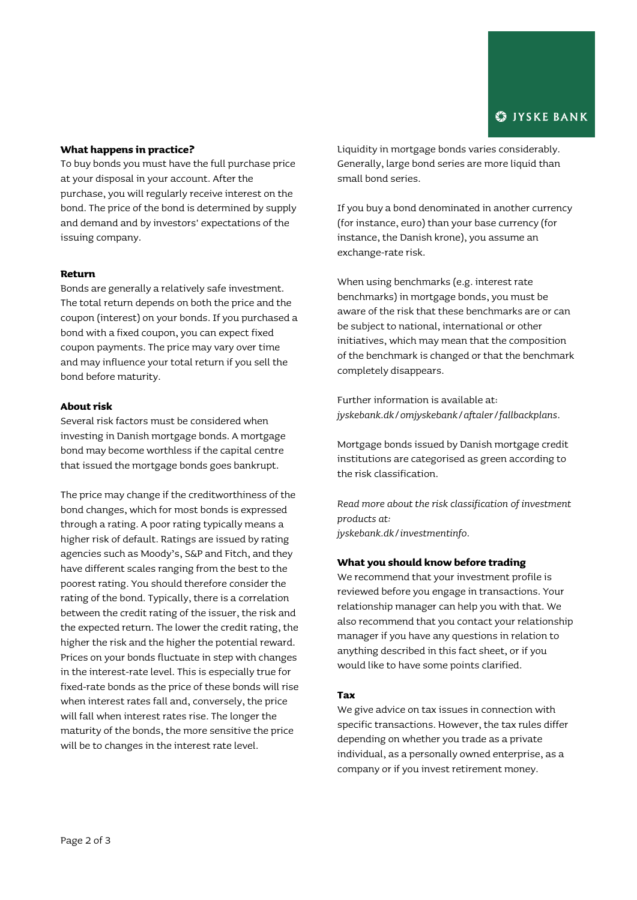### What happens in practice?

To buy bonds you must have the full purchase price at your disposal in your account. After the purchase, you will regularly receive interest on the bond. The price of the bond is determined by supply and demand and by investors' expectations of the issuing company.

### Return

Bonds are generally a relatively safe investment. The total return depends on both the price and the coupon (interest) on your bonds. If you purchased a bond with a fixed coupon, you can expect fixed coupon payments. The price may vary over time and may influence your total return if you sell the bond before maturity.

### About risk

Several risk factors must be considered when investing in Danish mortgage bonds. A mortgage bond may become worthless if the capital centre that issued the mortgage bonds goes bankrupt.

The price may change if the creditworthiness of the bond changes, which for most bonds is expressed through a rating. A poor rating typically means a higher risk of default. Ratings are issued by rating agencies such as Moody's, S&P and Fitch, and they have different scales ranging from the best to the poorest rating. You should therefore consider the rating of the bond. Typically, there is a correlation between the credit rating of the issuer, the risk and the expected return. The lower the credit rating, the higher the risk and the higher the potential reward. Prices on your bonds fluctuate in step with changes in the interest-rate level. This is especially true for fixed-rate bonds as the price of these bonds will rise when interest rates fall and, conversely, the price will fall when interest rates rise. The longer the maturity of the bonds, the more sensitive the price will be to changes in the interest rate level.

Liquidity in mortgage bonds varies considerably. Generally, large bond series are more liquid than small bond series.

If you buy a bond denominated in another currency (for instance, euro) than your base currency (for instance, the Danish krone), you assume an exchange-rate risk.

When using benchmarks (e.g. interest rate benchmarks) in mortgage bonds, you must be aware of the risk that these benchmarks are or can be subject to national, international or other initiatives, which may mean that the composition of the benchmark is changed or that the benchmark completely disappears.

Further information is available at:
*jyskebank.dk/omjyskebank/aftaler/fallbackplans.*

Mortgage bonds issued by Danish mortgage credit institutions are categorised as green according to the risk classification.

*Read more about the risk classification of investment products at:*
*jyskebank.dk/investmentinfo.*

### What you should know before trading

We recommend that your investment profile is reviewed before you engage in transactions. Your relationship manager can help you with that. We also recommend that you contact your relationship manager if you have any questions in relation to anything described in this fact sheet, or if you would like to have some points clarified.

### Tax

We give advice on tax issues in connection with specific transactions. However, the tax rules differ depending on whether you trade as a private individual, as a personally owned enterprise, as a company or if you invest retirement money.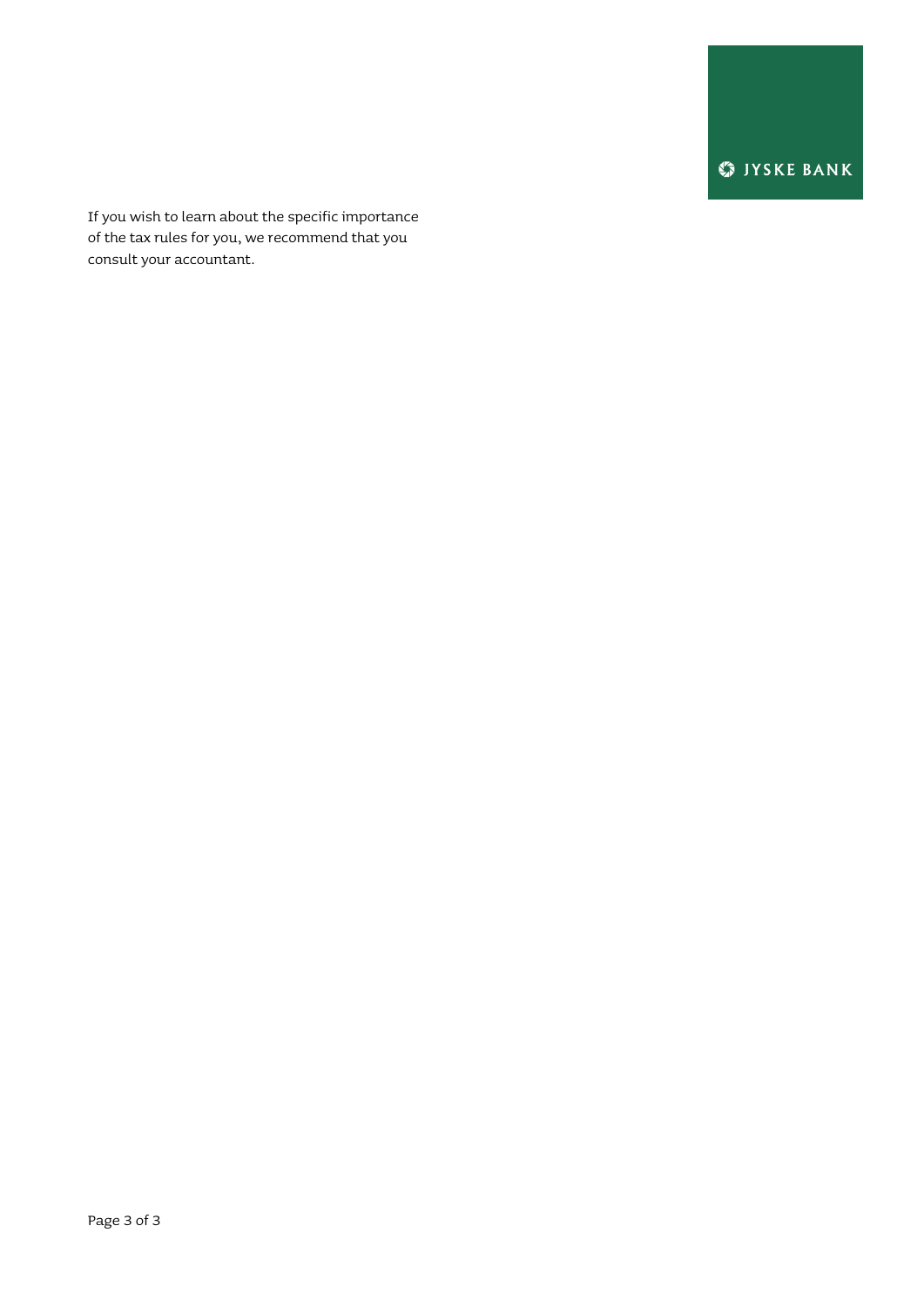If you wish to learn about the specific importance of the tax rules for you, we recommend that you consult your accountant.